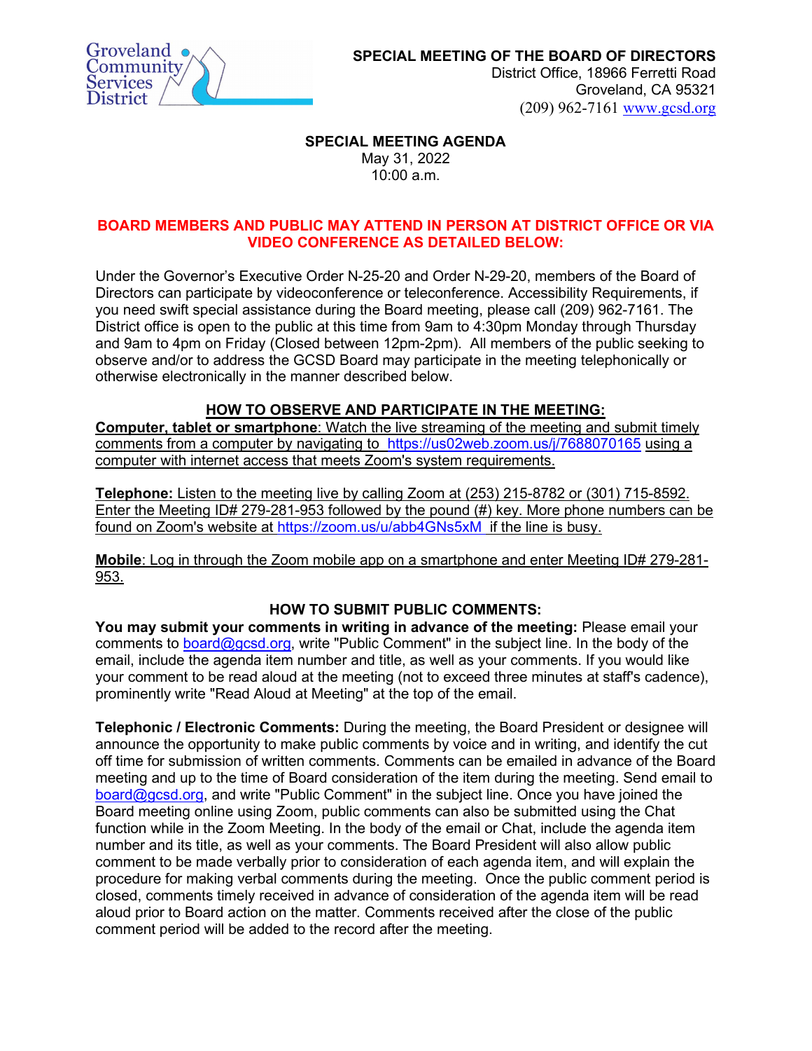Groveland Community Services District

**SPECIAL MEETING OF THE BOARD OF DIRECTORS**
District Office, 18966 Ferretti Road
Groveland, CA 95321
(209) 962-7161 www.gcsd.org

# SPECIAL MEETING AGENDA

May 31, 2022
10:00 a.m.

**BOARD MEMBERS AND PUBLIC MAY ATTEND IN PERSON AT DISTRICT OFFICE OR VIA VIDEO CONFERENCE AS DETAILED BELOW:**

Under the Governor's Executive Order N-25-20 and Order N-29-20, members of the Board of Directors can participate by videoconference or teleconference. Accessibility Requirements, if you need swift special assistance during the Board meeting, please call (209) 962-7161. The District office is open to the public at this time from 9am to 4:30pm Monday through Thursday and 9am to 4pm on Friday (Closed between 12pm-2pm). All members of the public seeking to observe and/or to address the GCSD Board may participate in the meeting telephonically or otherwise electronically in the manner described below.

## HOW TO OBSERVE AND PARTICIPATE IN THE MEETING:

**Computer, tablet or smartphone**: Watch the live streaming of the meeting and submit timely comments from a computer by navigating to https://us02web.zoom.us/j/7688070165 using a computer with internet access that meets Zoom's system requirements.

**Telephone:** Listen to the meeting live by calling Zoom at (253) 215-8782 or (301) 715-8592. Enter the Meeting ID# 279-281-953 followed by the pound (#) key. More phone numbers can be found on Zoom's website at https://zoom.us/u/abb4GNs5xM if the line is busy.

**Mobile**: Log in through the Zoom mobile app on a smartphone and enter Meeting ID# 279-281-953.

## HOW TO SUBMIT PUBLIC COMMENTS:

**You may submit your comments in writing in advance of the meeting:** Please email your comments to board@gcsd.org, write "Public Comment" in the subject line. In the body of the email, include the agenda item number and title, as well as your comments. If you would like your comment to be read aloud at the meeting (not to exceed three minutes at staff's cadence), prominently write "Read Aloud at Meeting" at the top of the email.

**Telephonic / Electronic Comments:** During the meeting, the Board President or designee will announce the opportunity to make public comments by voice and in writing, and identify the cut off time for submission of written comments. Comments can be emailed in advance of the Board meeting and up to the time of Board consideration of the item during the meeting. Send email to board@gcsd.org, and write "Public Comment" in the subject line. Once you have joined the Board meeting online using Zoom, public comments can also be submitted using the Chat function while in the Zoom Meeting. In the body of the email or Chat, include the agenda item number and its title, as well as your comments. The Board President will also allow public comment to be made verbally prior to consideration of each agenda item, and will explain the procedure for making verbal comments during the meeting. Once the public comment period is closed, comments timely received in advance of consideration of the agenda item will be read aloud prior to Board action on the matter. Comments received after the close of the public comment period will be added to the record after the meeting.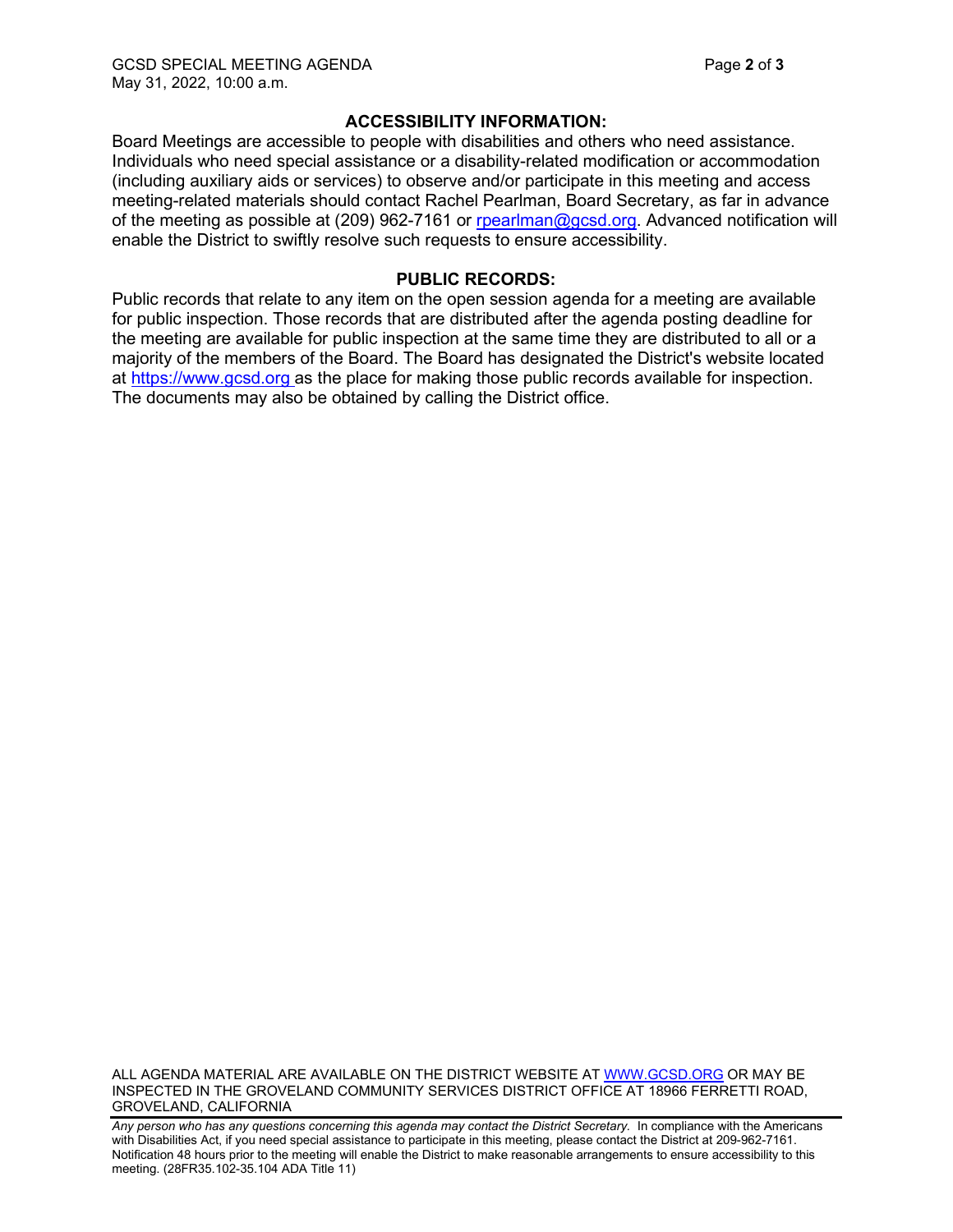## ACCESSIBILITY INFORMATION:

Board Meetings are accessible to people with disabilities and others who need assistance. Individuals who need special assistance or a disability-related modification or accommodation (including auxiliary aids or services) to observe and/or participate in this meeting and access meeting-related materials should contact Rachel Pearlman, Board Secretary, as far in advance of the meeting as possible at (209) 962-7161 or rpearlman@gcsd.org. Advanced notification will enable the District to swiftly resolve such requests to ensure accessibility.

## PUBLIC RECORDS:

Public records that relate to any item on the open session agenda for a meeting are available for public inspection. Those records that are distributed after the agenda posting deadline for the meeting are available for public inspection at the same time they are distributed to all or a majority of the members of the Board. The Board has designated the District's website located at https://www.gcsd.org as the place for making those public records available for inspection. The documents may also be obtained by calling the District office.

ALL AGENDA MATERIAL ARE AVAILABLE ON THE DISTRICT WEBSITE AT WWW.GCSD.ORG OR MAY BE INSPECTED IN THE GROVELAND COMMUNITY SERVICES DISTRICT OFFICE AT 18966 FERRETTI ROAD, GROVELAND, CALIFORNIA

*Any person who has any questions concerning this agenda may contact the District Secretary.* In compliance with the Americans with Disabilities Act, if you need special assistance to participate in this meeting, please contact the District at 209-962-7161. Notification 48 hours prior to the meeting will enable the District to make reasonable arrangements to ensure accessibility to this meeting. (28FR35.102-35.104 ADA Title 11)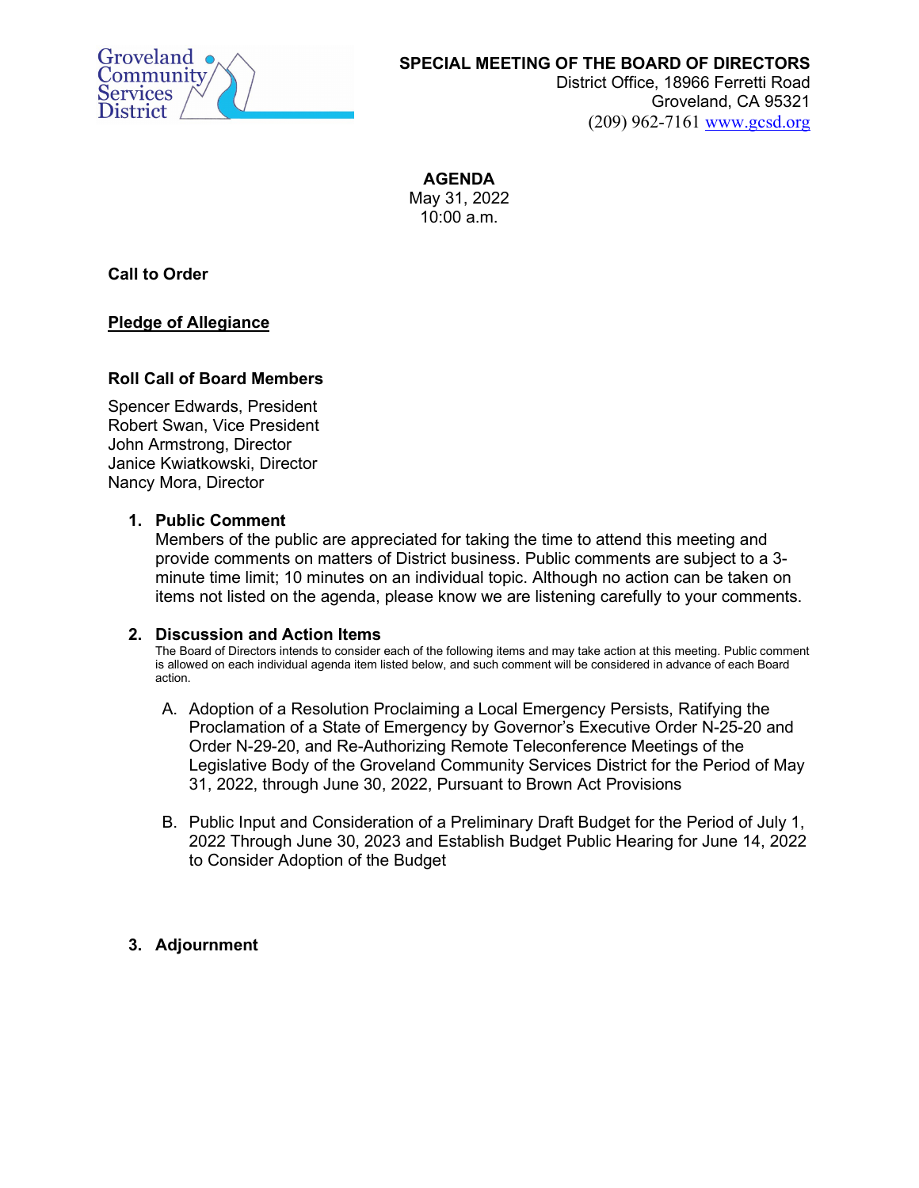Groveland Community Services District

**SPECIAL MEETING OF THE BOARD OF DIRECTORS**
District Office, 18966 Ferretti Road
Groveland, CA 95321
(209) 962-7161 www.gcsd.org

**AGENDA**
May 31, 2022
10:00 a.m.

**Call to Order**

**Pledge of Allegiance**

**Roll Call of Board Members**

Spencer Edwards, President
Robert Swan, Vice President
John Armstrong, Director
Janice Kwiatkowski, Director
Nancy Mora, Director

1. **Public Comment**
   Members of the public are appreciated for taking the time to attend this meeting and provide comments on matters of District business. Public comments are subject to a 3-minute time limit; 10 minutes on an individual topic. Although no action can be taken on items not listed on the agenda, please know we are listening carefully to your comments.

2. **Discussion and Action Items**
   The Board of Directors intends to consider each of the following items and may take action at this meeting. Public comment is allowed on each individual agenda item listed below, and such comment will be considered in advance of each Board action.

   A. Adoption of a Resolution Proclaiming a Local Emergency Persists, Ratifying the Proclamation of a State of Emergency by Governor's Executive Order N-25-20 and Order N-29-20, and Re-Authorizing Remote Teleconference Meetings of the Legislative Body of the Groveland Community Services District for the Period of May 31, 2022, through June 30, 2022, Pursuant to Brown Act Provisions

   B. Public Input and Consideration of a Preliminary Draft Budget for the Period of July 1, 2022 Through June 30, 2023 and Establish Budget Public Hearing for June 14, 2022 to Consider Adoption of the Budget

3. **Adjournment**